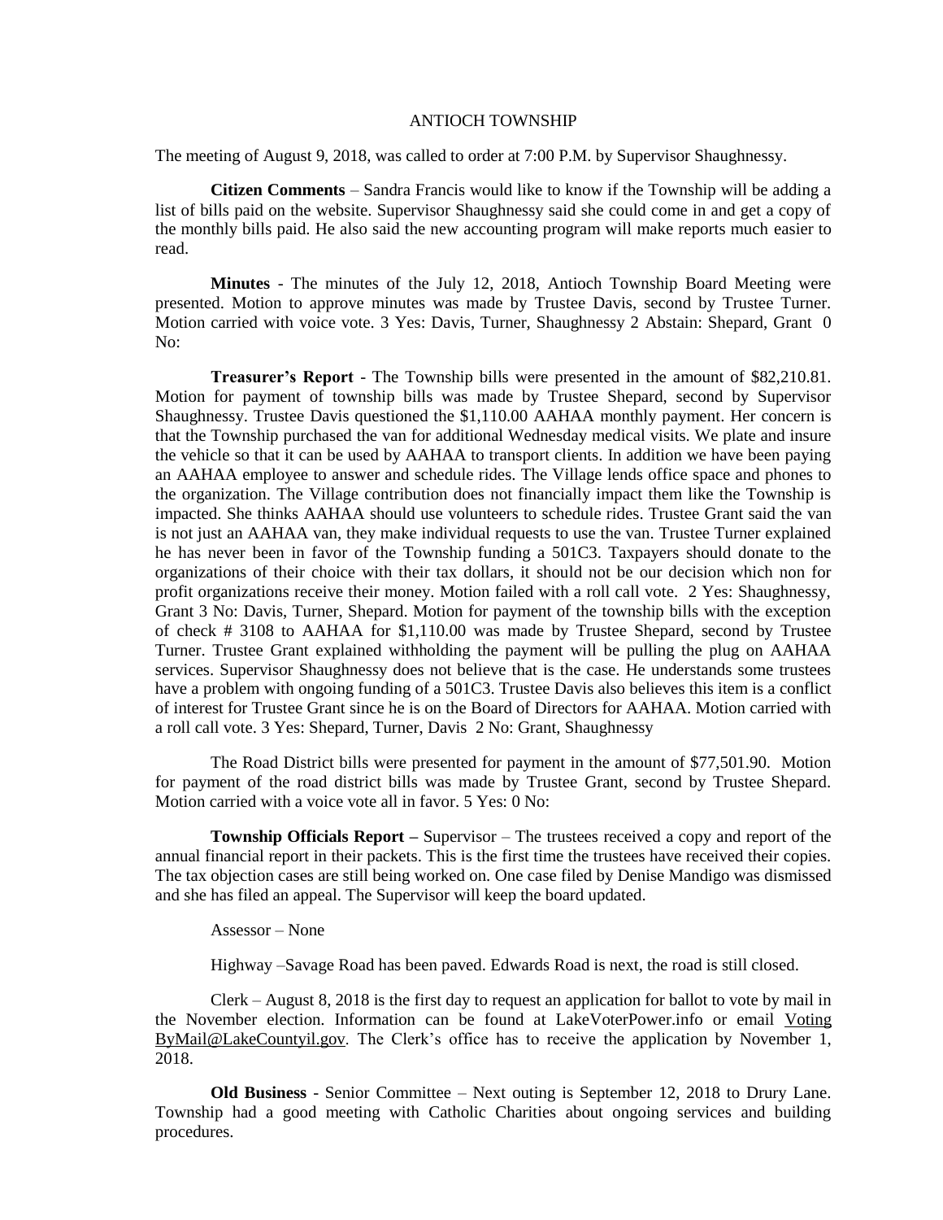# ANTIOCH TOWNSHIP

The meeting of August 9, 2018, was called to order at 7:00 P.M. by Supervisor Shaughnessy.

**Citizen Comments** – Sandra Francis would like to know if the Township will be adding a list of bills paid on the website. Supervisor Shaughnessy said she could come in and get a copy of the monthly bills paid. He also said the new accounting program will make reports much easier to read.

**Minutes** - The minutes of the July 12, 2018, Antioch Township Board Meeting were presented. Motion to approve minutes was made by Trustee Davis, second by Trustee Turner. Motion carried with voice vote. 3 Yes: Davis, Turner, Shaughnessy 2 Abstain: Shepard, Grant 0 No:

**Treasurer's Report** - The Township bills were presented in the amount of $82,210.81. Motion for payment of township bills was made by Trustee Shepard, second by Supervisor Shaughnessy. Trustee Davis questioned the $1,110.00 AAHAA monthly payment. Her concern is that the Township purchased the van for additional Wednesday medical visits. We plate and insure the vehicle so that it can be used by AAHAA to transport clients. In addition we have been paying an AAHAA employee to answer and schedule rides. The Village lends office space and phones to the organization. The Village contribution does not financially impact them like the Township is impacted. She thinks AAHAA should use volunteers to schedule rides. Trustee Grant said the van is not just an AAHAA van, they make individual requests to use the van. Trustee Turner explained he has never been in favor of the Township funding a 501C3. Taxpayers should donate to the organizations of their choice with their tax dollars, it should not be our decision which non for profit organizations receive their money. Motion failed with a roll call vote. 2 Yes: Shaughnessy, Grant 3 No: Davis, Turner, Shepard. Motion for payment of the township bills with the exception of check # 3108 to AAHAA for $1,110.00 was made by Trustee Shepard, second by Trustee Turner. Trustee Grant explained withholding the payment will be pulling the plug on AAHAA services. Supervisor Shaughnessy does not believe that is the case. He understands some trustees have a problem with ongoing funding of a 501C3. Trustee Davis also believes this item is a conflict of interest for Trustee Grant since he is on the Board of Directors for AAHAA. Motion carried with a roll call vote. 3 Yes: Shepard, Turner, Davis 2 No: Grant, Shaughnessy

The Road District bills were presented for payment in the amount of $77,501.90. Motion for payment of the road district bills was made by Trustee Grant, second by Trustee Shepard. Motion carried with a voice vote all in favor. 5 Yes: 0 No:

**Township Officials Report –** Supervisor – The trustees received a copy and report of the annual financial report in their packets. This is the first time the trustees have received their copies. The tax objection cases are still being worked on. One case filed by Denise Mandigo was dismissed and she has filed an appeal. The Supervisor will keep the board updated.

Assessor – None

Highway –Savage Road has been paved. Edwards Road is next, the road is still closed.

Clerk – August 8, 2018 is the first day to request an application for ballot to vote by mail in the November election. Information can be found at LakeVoterPower.info or email VotingByMail@LakeCountyil.gov. The Clerk's office has to receive the application by November 1, 2018.

**Old Business** - Senior Committee – Next outing is September 12, 2018 to Drury Lane. Township had a good meeting with Catholic Charities about ongoing services and building procedures.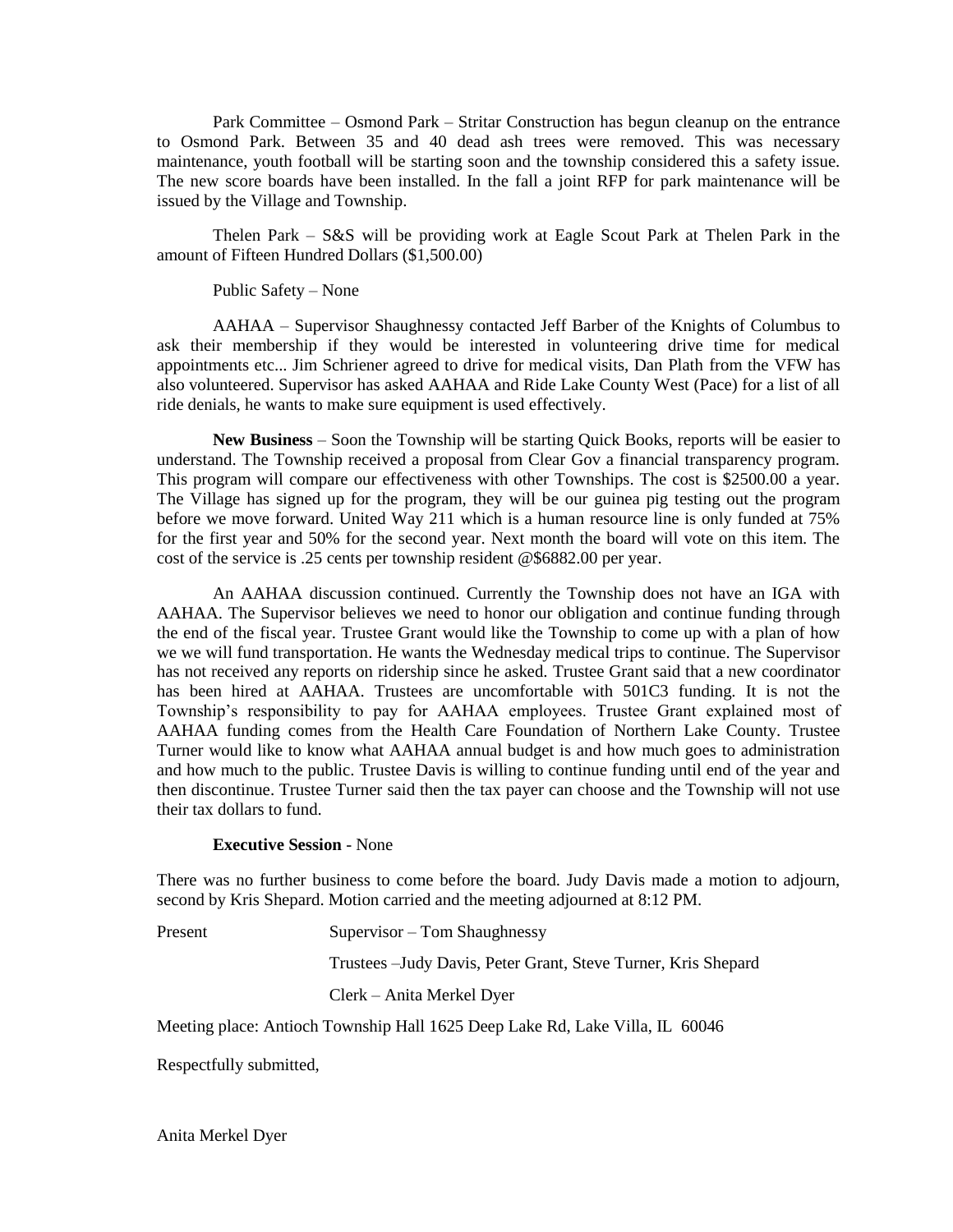Park Committee – Osmond Park – Stritar Construction has begun cleanup on the entrance to Osmond Park. Between 35 and 40 dead ash trees were removed. This was necessary maintenance, youth football will be starting soon and the township considered this a safety issue. The new score boards have been installed. In the fall a joint RFP for park maintenance will be issued by the Village and Township.

Thelen Park – S&S will be providing work at Eagle Scout Park at Thelen Park in the amount of Fifteen Hundred Dollars ($1,500.00)

Public Safety – None

AAHAA – Supervisor Shaughnessy contacted Jeff Barber of the Knights of Columbus to ask their membership if they would be interested in volunteering drive time for medical appointments etc... Jim Schriener agreed to drive for medical visits, Dan Plath from the VFW has also volunteered. Supervisor has asked AAHAA and Ride Lake County West (Pace) for a list of all ride denials, he wants to make sure equipment is used effectively.

**New Business** – Soon the Township will be starting Quick Books, reports will be easier to understand. The Township received a proposal from Clear Gov a financial transparency program. This program will compare our effectiveness with other Townships. The cost is $2500.00 a year. The Village has signed up for the program, they will be our guinea pig testing out the program before we move forward. United Way 211 which is a human resource line is only funded at 75% for the first year and 50% for the second year. Next month the board will vote on this item. The cost of the service is .25 cents per township resident @$6882.00 per year.

An AAHAA discussion continued. Currently the Township does not have an IGA with AAHAA. The Supervisor believes we need to honor our obligation and continue funding through the end of the fiscal year. Trustee Grant would like the Township to come up with a plan of how we we will fund transportation. He wants the Wednesday medical trips to continue. The Supervisor has not received any reports on ridership since he asked. Trustee Grant said that a new coordinator has been hired at AAHAA. Trustees are uncomfortable with 501C3 funding. It is not the Township's responsibility to pay for AAHAA employees. Trustee Grant explained most of AAHAA funding comes from the Health Care Foundation of Northern Lake County. Trustee Turner would like to know what AAHAA annual budget is and how much goes to administration and how much to the public. Trustee Davis is willing to continue funding until end of the year and then discontinue. Trustee Turner said then the tax payer can choose and the Township will not use their tax dollars to fund.

**Executive Session** - None

There was no further business to come before the board. Judy Davis made a motion to adjourn, second by Kris Shepard. Motion carried and the meeting adjourned at 8:12 PM.

Present Supervisor – Tom Shaughnessy

Trustees –Judy Davis, Peter Grant, Steve Turner, Kris Shepard

Clerk – Anita Merkel Dyer

Meeting place: Antioch Township Hall 1625 Deep Lake Rd, Lake Villa, IL 60046

Respectfully submitted,

Anita Merkel Dyer